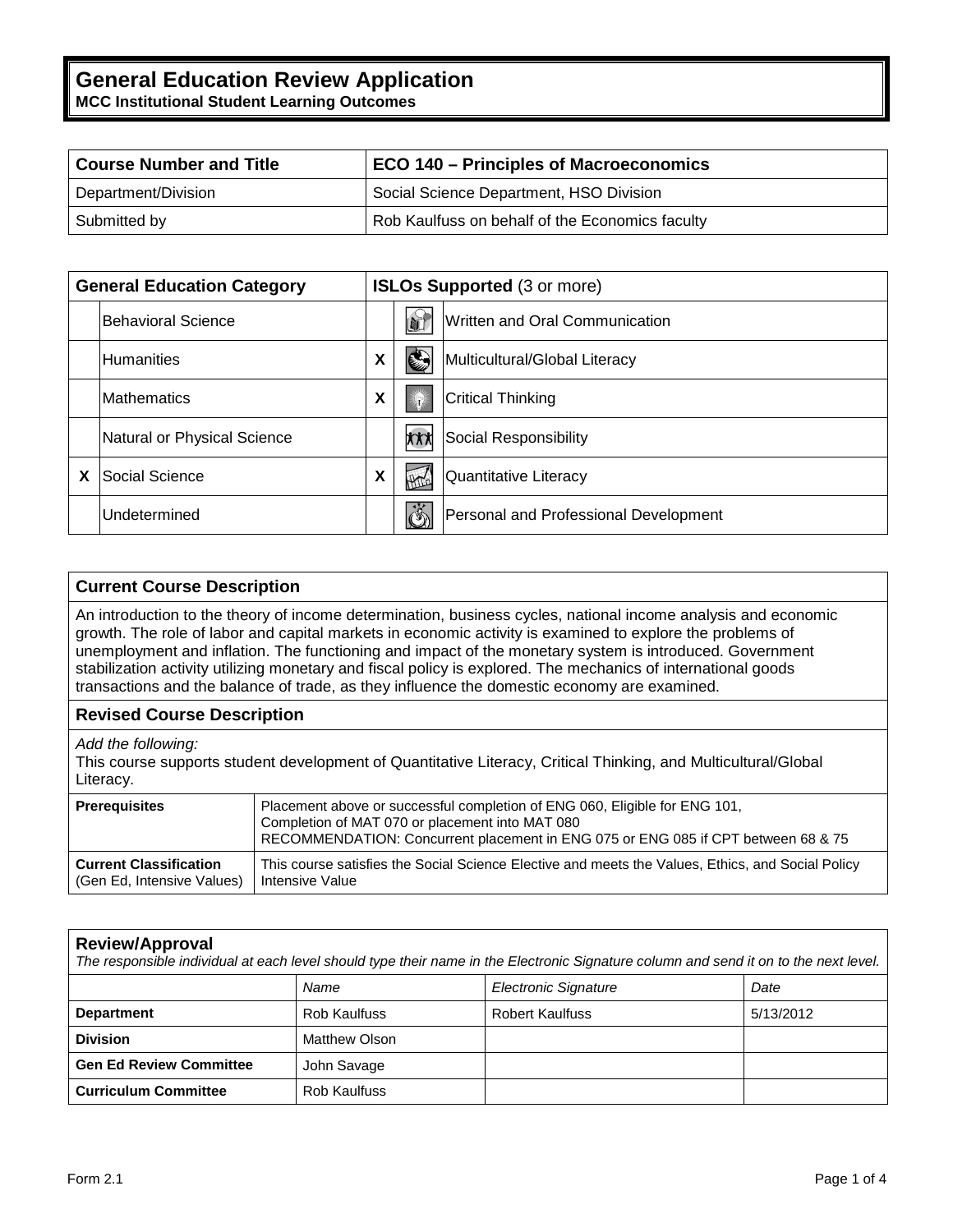# General Education Review Application

**MCC Institutional Student Learning Outcomes**

| **Course Number and Title** | **ECO 140 – Principles of Macroeconomics** |
|---|---|
| Department/Division | Social Science Department, HSO Division |
| Submitted by | Rob Kaulfuss on behalf of the Economics faculty |

| | **General Education Category** | | **ISLOs Supported** (3 or more) |
|---|---|---|---|
| | Behavioral Science | | Written and Oral Communication |
| | Humanities | X | Multicultural/Global Literacy |
| | Mathematics | X | Critical Thinking |
| | Natural or Physical Science | | Social Responsibility |
| X | Social Science | X | Quantitative Literacy |
| | Undetermined | | Personal and Professional Development |

## Current Course Description

An introduction to the theory of income determination, business cycles, national income analysis and economic growth. The role of labor and capital markets in economic activity is examined to explore the problems of unemployment and inflation. The functioning and impact of the monetary system is introduced. Government stabilization activity utilizing monetary and fiscal policy is explored. The mechanics of international goods transactions and the balance of trade, as they influence the domestic economy are examined.

## Revised Course Description

*Add the following:*
This course supports student development of Quantitative Literacy, Critical Thinking, and Multicultural/Global Literacy.

| | |
|---|---|
| **Prerequisites** | Placement above or successful completion of ENG 060, Eligible for ENG 101, Completion of MAT 070 or placement into MAT 080 RECOMMENDATION: Concurrent placement in ENG 075 or ENG 085 if CPT between 68 & 75 |
| **Current Classification** (Gen Ed, Intensive Values) | This course satisfies the Social Science Elective and meets the Values, Ethics, and Social Policy Intensive Value |

## Review/Approval

*The responsible individual at each level should type their name in the Electronic Signature column and send it on to the next level.*

| | *Name* | *Electronic Signature* | *Date* |
|---|---|---|---|
| **Department** | Rob Kaulfuss | Robert Kaulfuss | 5/13/2012 |
| **Division** | Matthew Olson | | |
| **Gen Ed Review Committee** | John Savage | | |
| **Curriculum Committee** | Rob Kaulfuss | | |

Form 2.1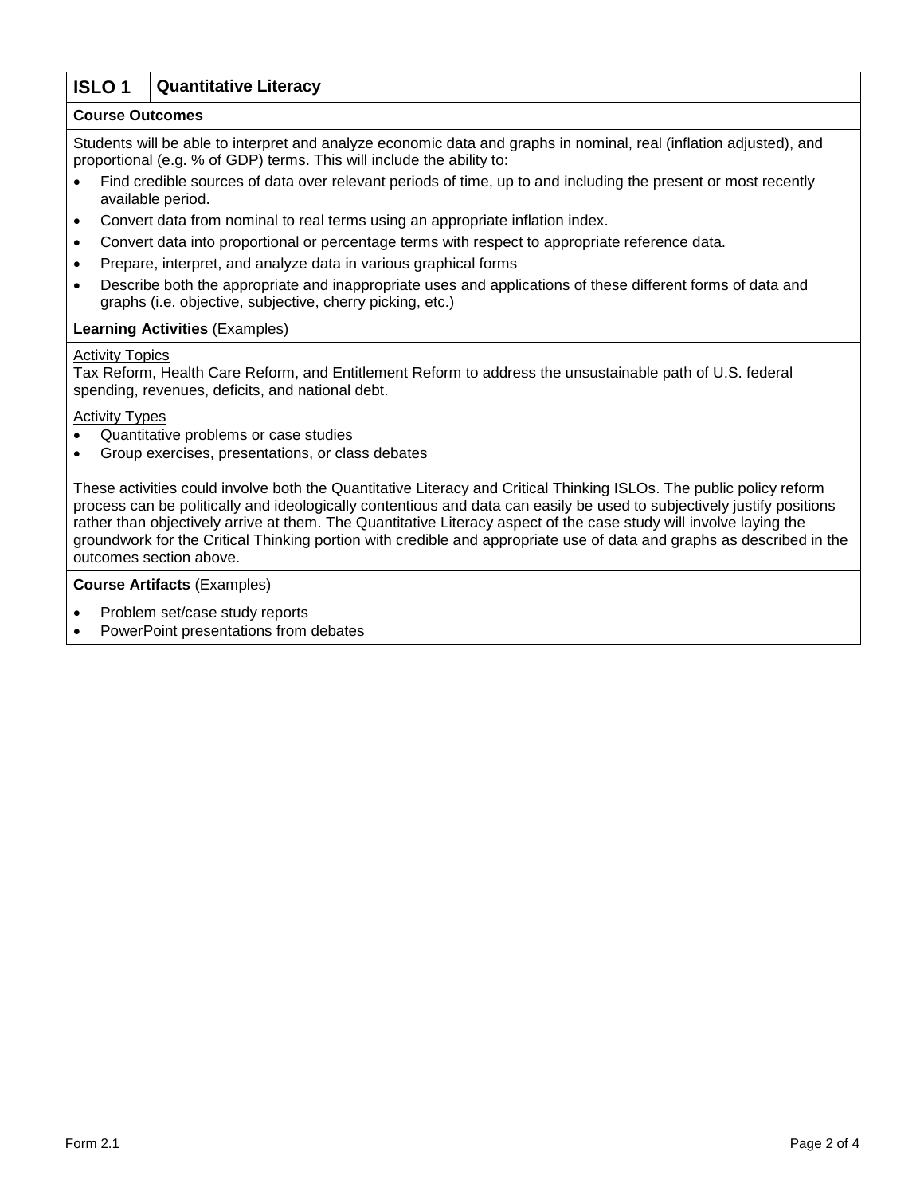## ISLO 1 Quantitative Literacy

### Course Outcomes

Students will be able to interpret and analyze economic data and graphs in nominal, real (inflation adjusted), and proportional (e.g. % of GDP) terms. This will include the ability to:

- Find credible sources of data over relevant periods of time, up to and including the present or most recently available period.
- Convert data from nominal to real terms using an appropriate inflation index.
- Convert data into proportional or percentage terms with respect to appropriate reference data.
- Prepare, interpret, and analyze data in various graphical forms
- Describe both the appropriate and inappropriate uses and applications of these different forms of data and graphs (i.e. objective, subjective, cherry picking, etc.)

### Learning Activities (Examples)

Activity Topics
Tax Reform, Health Care Reform, and Entitlement Reform to address the unsustainable path of U.S. federal spending, revenues, deficits, and national debt.

Activity Types

- Quantitative problems or case studies
- Group exercises, presentations, or class debates

These activities could involve both the Quantitative Literacy and Critical Thinking ISLOs. The public policy reform process can be politically and ideologically contentious and data can easily be used to subjectively justify positions rather than objectively arrive at them. The Quantitative Literacy aspect of the case study will involve laying the groundwork for the Critical Thinking portion with credible and appropriate use of data and graphs as described in the outcomes section above.

### Course Artifacts (Examples)

- Problem set/case study reports
- PowerPoint presentations from debates

Form 2.1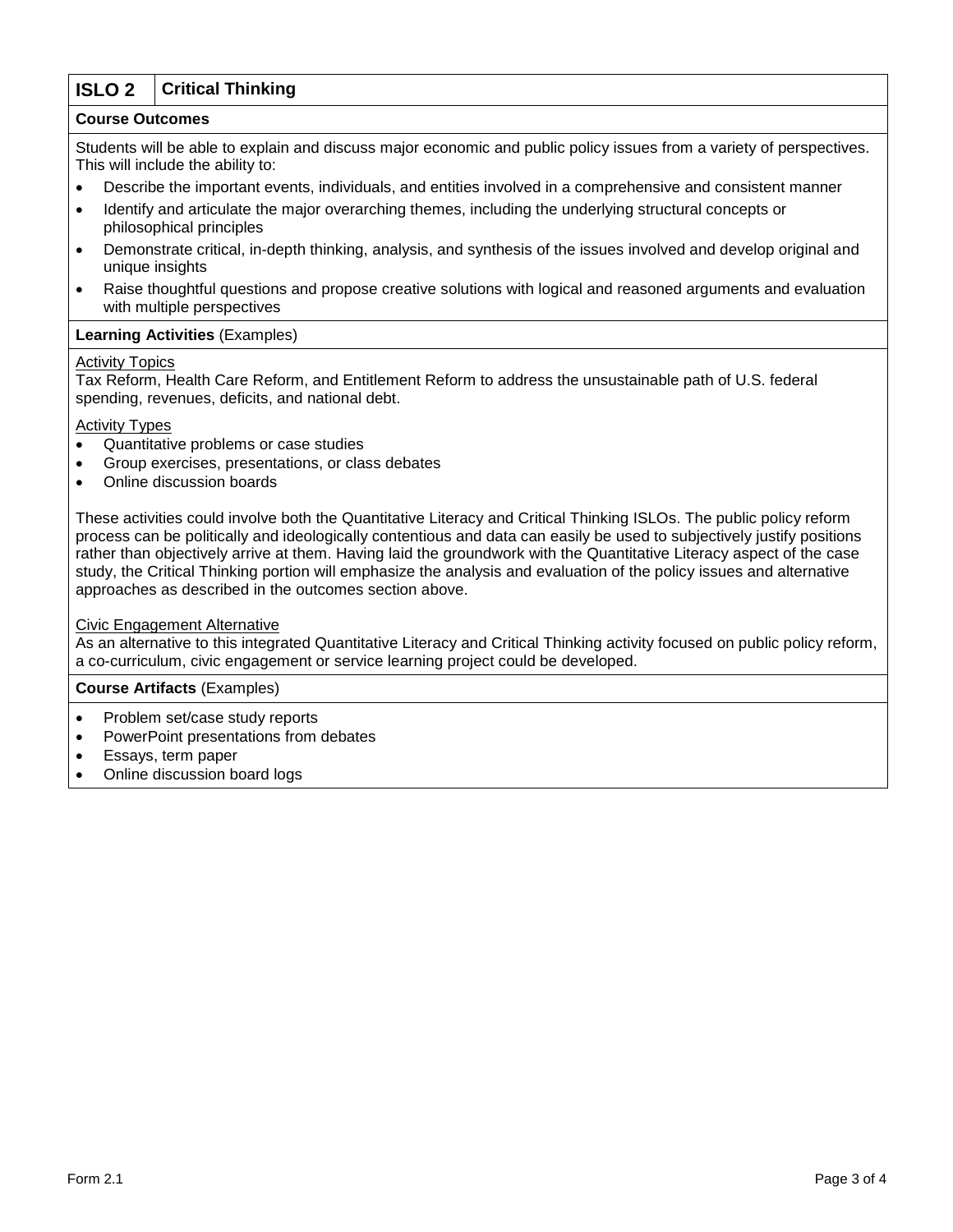## ISLO 2 | Critical Thinking

**Course Outcomes**

Students will be able to explain and discuss major economic and public policy issues from a variety of perspectives. This will include the ability to:

- Describe the important events, individuals, and entities involved in a comprehensive and consistent manner
- Identify and articulate the major overarching themes, including the underlying structural concepts or philosophical principles
- Demonstrate critical, in-depth thinking, analysis, and synthesis of the issues involved and develop original and unique insights
- Raise thoughtful questions and propose creative solutions with logical and reasoned arguments and evaluation with multiple perspectives

**Learning Activities** (Examples)

Activity Topics
Tax Reform, Health Care Reform, and Entitlement Reform to address the unsustainable path of U.S. federal spending, revenues, deficits, and national debt.

Activity Types

- Quantitative problems or case studies
- Group exercises, presentations, or class debates
- Online discussion boards

These activities could involve both the Quantitative Literacy and Critical Thinking ISLOs. The public policy reform process can be politically and ideologically contentious and data can easily be used to subjectively justify positions rather than objectively arrive at them. Having laid the groundwork with the Quantitative Literacy aspect of the case study, the Critical Thinking portion will emphasize the analysis and evaluation of the policy issues and alternative approaches as described in the outcomes section above.

Civic Engagement Alternative
As an alternative to this integrated Quantitative Literacy and Critical Thinking activity focused on public policy reform, a co-curriculum, civic engagement or service learning project could be developed.

**Course Artifacts** (Examples)

- Problem set/case study reports
- PowerPoint presentations from debates
- Essays, term paper
- Online discussion board logs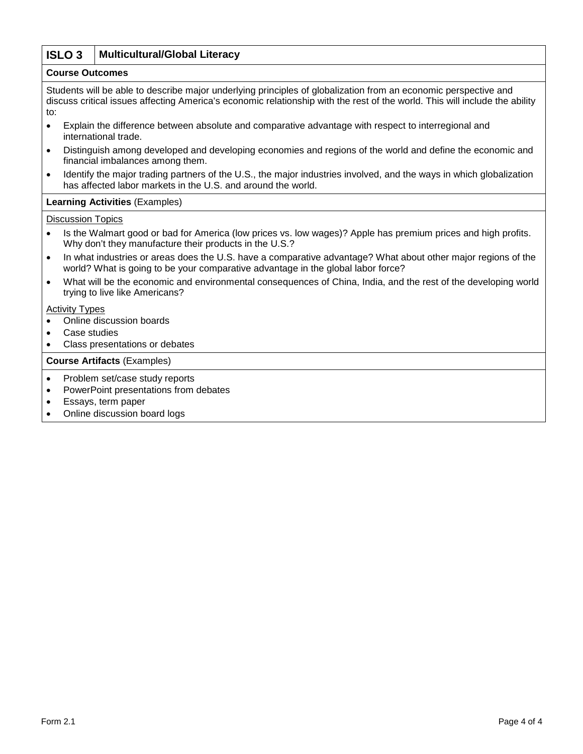## ISLO 3 Multicultural/Global Literacy

### Course Outcomes

Students will be able to describe major underlying principles of globalization from an economic perspective and discuss critical issues affecting America's economic relationship with the rest of the world. This will include the ability to:

- Explain the difference between absolute and comparative advantage with respect to interregional and international trade.
- Distinguish among developed and developing economies and regions of the world and define the economic and financial imbalances among them.
- Identify the major trading partners of the U.S., the major industries involved, and the ways in which globalization has affected labor markets in the U.S. and around the world.

### **Learning Activities** (Examples)

Discussion Topics

- Is the Walmart good or bad for America (low prices vs. low wages)? Apple has premium prices and high profits. Why don't they manufacture their products in the U.S.?
- In what industries or areas does the U.S. have a comparative advantage? What about other major regions of the world? What is going to be your comparative advantage in the global labor force?
- What will be the economic and environmental consequences of China, India, and the rest of the developing world trying to live like Americans?

Activity Types

- Online discussion boards
- Case studies
- Class presentations or debates

### **Course Artifacts** (Examples)

- Problem set/case study reports
- PowerPoint presentations from debates
- Essays, term paper
- Online discussion board logs